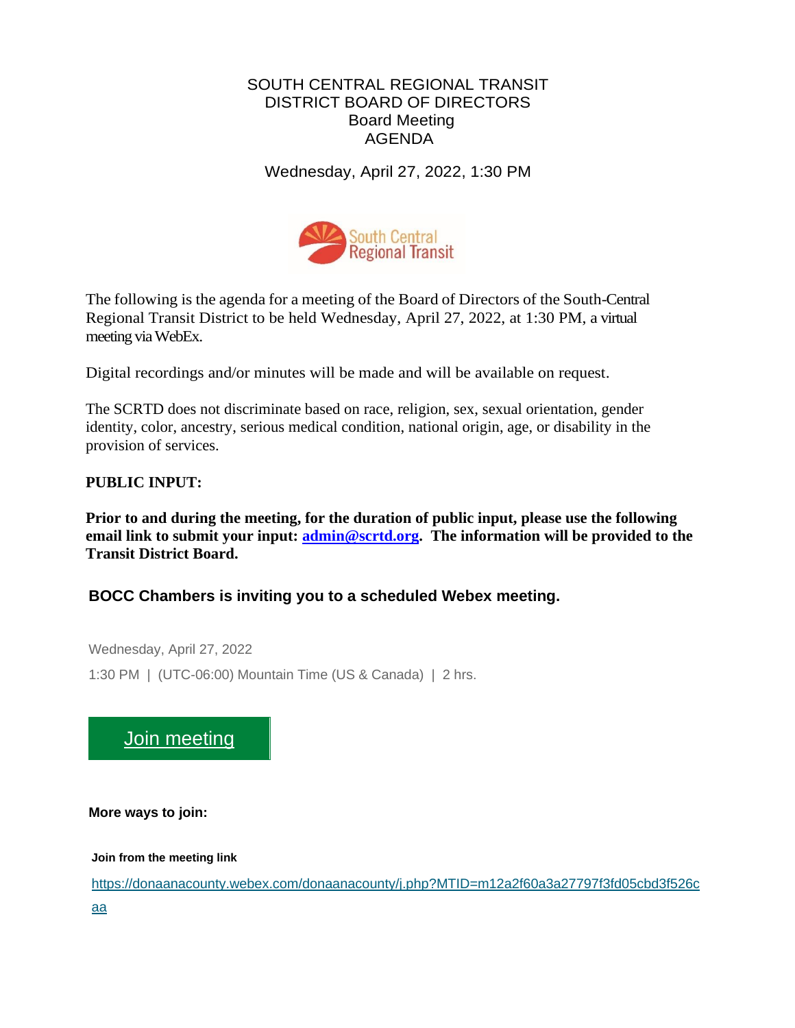# SOUTH CENTRAL REGIONAL TRANSIT DISTRICT BOARD OF DIRECTORS
## Board Meeting
## AGENDA

Wednesday, April 27, 2022, 1:30 PM

The following is the agenda for a meeting of the Board of Directors of the South-Central Regional Transit District to be held Wednesday, April 27, 2022, at 1:30 PM, a virtual meeting via WebEx.

Digital recordings and/or minutes will be made and will be available on request.

The SCRTD does not discriminate based on race, religion, sex, sexual orientation, gender identity, color, ancestry, serious medical condition, national origin, age, or disability in the provision of services.

**PUBLIC INPUT:**

**Prior to and during the meeting, for the duration of public input, please use the following email link to submit your input: admin@scrtd.org. The information will be provided to the Transit District Board.**

**BOCC Chambers is inviting you to a scheduled Webex meeting.**

Wednesday, April 27, 2022

1:30 PM | (UTC-06:00) Mountain Time (US & Canada) | 2 hrs.

Join meeting

**More ways to join:**

**Join from the meeting link**

https://donaanacounty.webex.com/donaanacounty/j.php?MTID=m12a2f60a3a27797f3fd05cbd3f526caa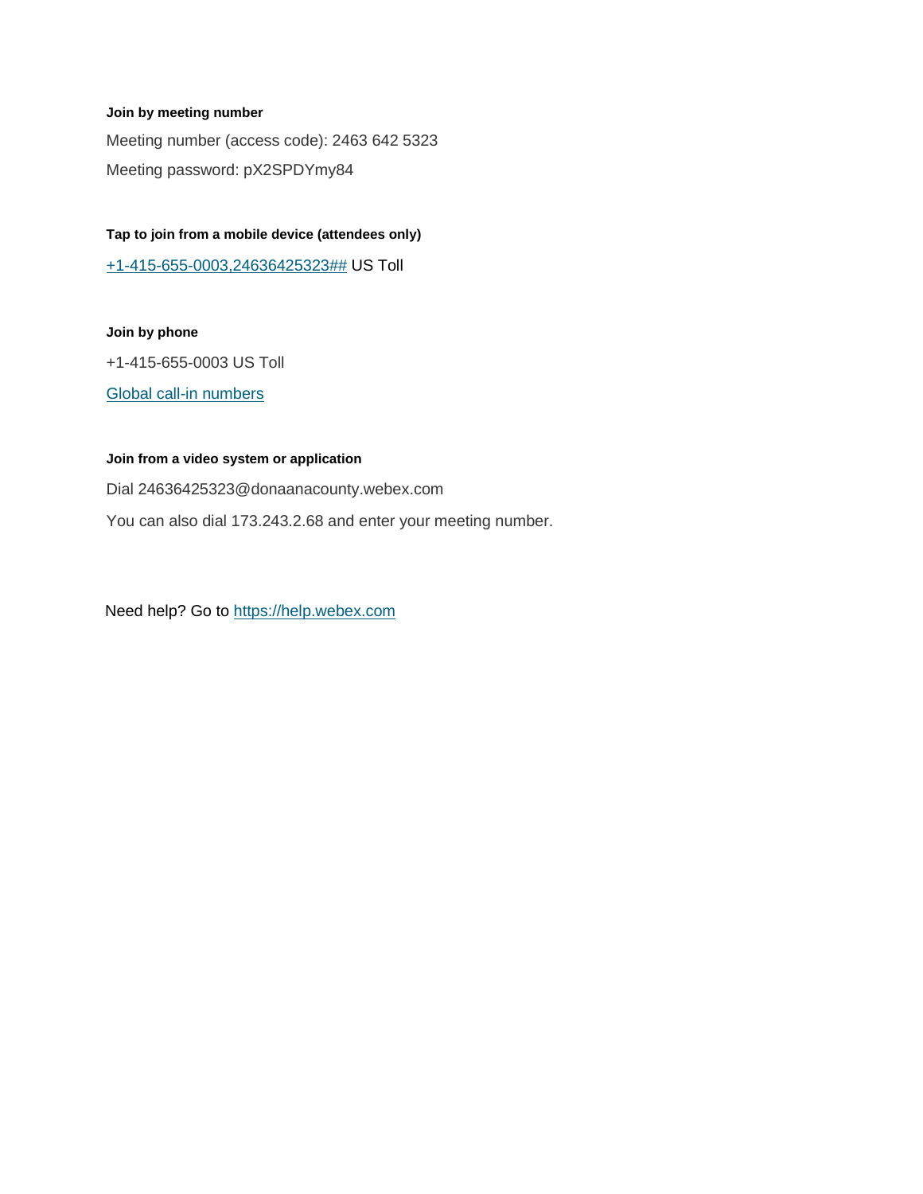**Join by meeting number**

Meeting number (access code): 2463 642 5323

Meeting password: pX2SPDYmy84

**Tap to join from a mobile device (attendees only)**

+1-415-655-0003,24636425323## US Toll

**Join by phone**

+1-415-655-0003 US Toll

Global call-in numbers

**Join from a video system or application**

Dial 24636425323@donaanacounty.webex.com

You can also dial 173.243.2.68 and enter your meeting number.

Need help? Go to https://help.webex.com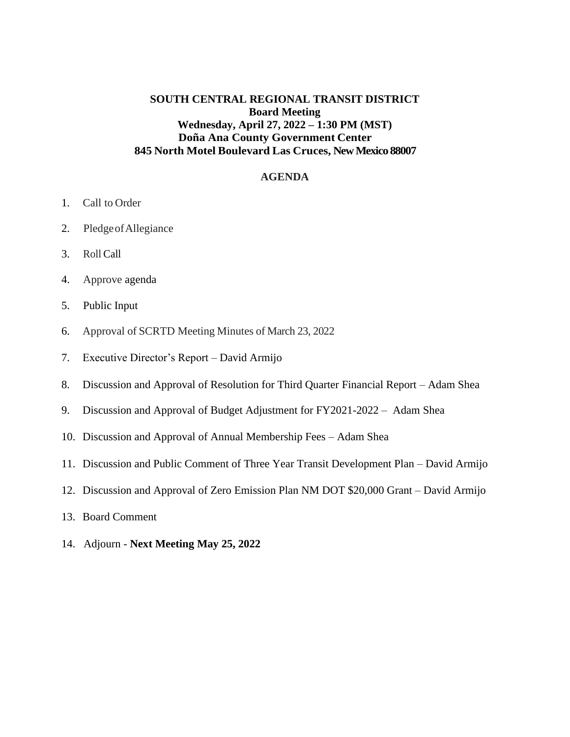**SOUTH CENTRAL REGIONAL TRANSIT DISTRICT**
**Board Meeting**
**Wednesday, April 27, 2022 – 1:30 PM (MST)**
**Doña Ana County Government Center**
**845 North Motel Boulevard Las Cruces, New Mexico 88007**

## AGENDA

1. Call to Order
2. Pledge of Allegiance
3. Roll Call
4. Approve agenda
5. Public Input
6. Approval of SCRTD Meeting Minutes of March 23, 2022
7. Executive Director's Report – David Armijo
8. Discussion and Approval of Resolution for Third Quarter Financial Report – Adam Shea
9. Discussion and Approval of Budget Adjustment for FY2021-2022 – Adam Shea
10. Discussion and Approval of Annual Membership Fees – Adam Shea
11. Discussion and Public Comment of Three Year Transit Development Plan – David Armijo
12. Discussion and Approval of Zero Emission Plan NM DOT $20,000 Grant – David Armijo
13. Board Comment
14. Adjourn - **Next Meeting May 25, 2022**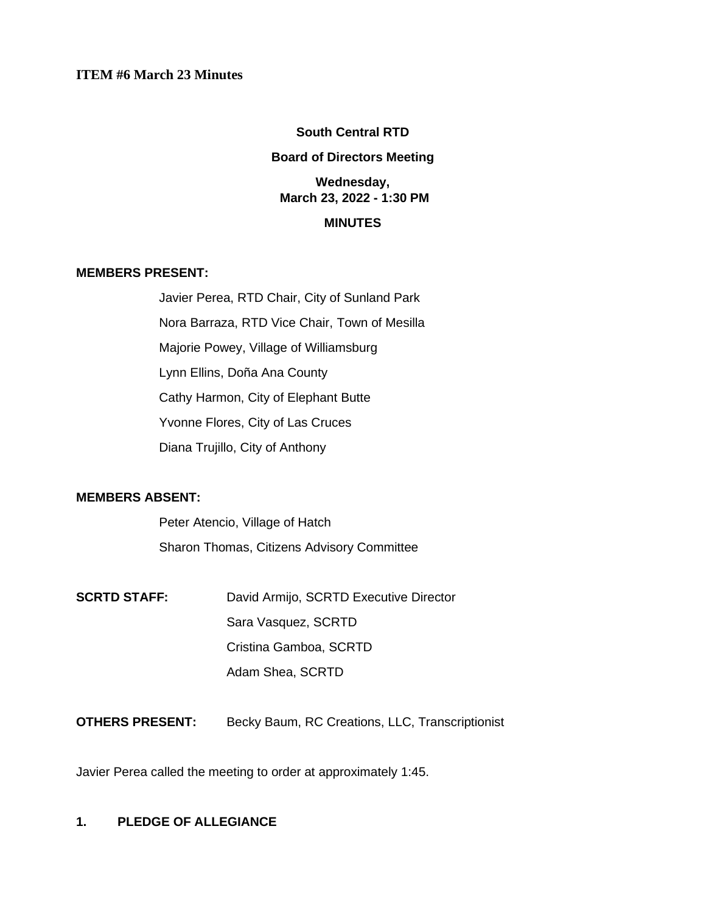**ITEM #6 March 23 Minutes**

**South Central RTD**

**Board of Directors Meeting**

**Wednesday,
March 23, 2022 - 1:30 PM**

**MINUTES**

**MEMBERS PRESENT:**

Javier Perea, RTD Chair, City of Sunland Park
Nora Barraza, RTD Vice Chair, Town of Mesilla
Majorie Powey, Village of Williamsburg
Lynn Ellins, Doña Ana County
Cathy Harmon, City of Elephant Butte
Yvonne Flores, City of Las Cruces
Diana Trujillo, City of Anthony

**MEMBERS ABSENT:**

Peter Atencio, Village of Hatch
Sharon Thomas, Citizens Advisory Committee

**SCRTD STAFF:** David Armijo, SCRTD Executive Director
Sara Vasquez, SCRTD
Cristina Gamboa, SCRTD
Adam Shea, SCRTD

**OTHERS PRESENT:** Becky Baum, RC Creations, LLC, Transcriptionist

Javier Perea called the meeting to order at approximately 1:45.

**1. PLEDGE OF ALLEGIANCE**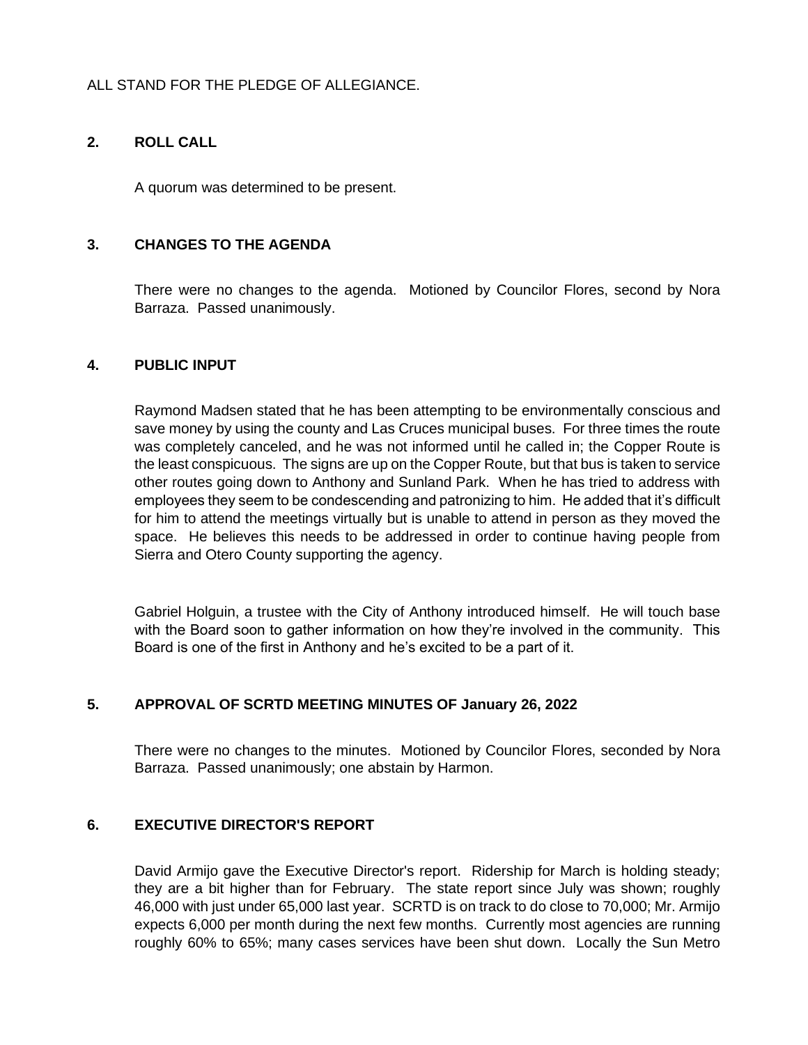ALL STAND FOR THE PLEDGE OF ALLEGIANCE.

## 2. ROLL CALL

A quorum was determined to be present.

## 3. CHANGES TO THE AGENDA

There were no changes to the agenda. Motioned by Councilor Flores, second by Nora Barraza. Passed unanimously.

## 4. PUBLIC INPUT

Raymond Madsen stated that he has been attempting to be environmentally conscious and save money by using the county and Las Cruces municipal buses. For three times the route was completely canceled, and he was not informed until he called in; the Copper Route is the least conspicuous. The signs are up on the Copper Route, but that bus is taken to service other routes going down to Anthony and Sunland Park. When he has tried to address with employees they seem to be condescending and patronizing to him. He added that it's difficult for him to attend the meetings virtually but is unable to attend in person as they moved the space. He believes this needs to be addressed in order to continue having people from Sierra and Otero County supporting the agency.

Gabriel Holguin, a trustee with the City of Anthony introduced himself. He will touch base with the Board soon to gather information on how they're involved in the community. This Board is one of the first in Anthony and he's excited to be a part of it.

## 5. APPROVAL OF SCRTD MEETING MINUTES OF January 26, 2022

There were no changes to the minutes. Motioned by Councilor Flores, seconded by Nora Barraza. Passed unanimously; one abstain by Harmon.

## 6. EXECUTIVE DIRECTOR'S REPORT

David Armijo gave the Executive Director's report. Ridership for March is holding steady; they are a bit higher than for February. The state report since July was shown; roughly 46,000 with just under 65,000 last year. SCRTD is on track to do close to 70,000; Mr. Armijo expects 6,000 per month during the next few months. Currently most agencies are running roughly 60% to 65%; many cases services have been shut down. Locally the Sun Metro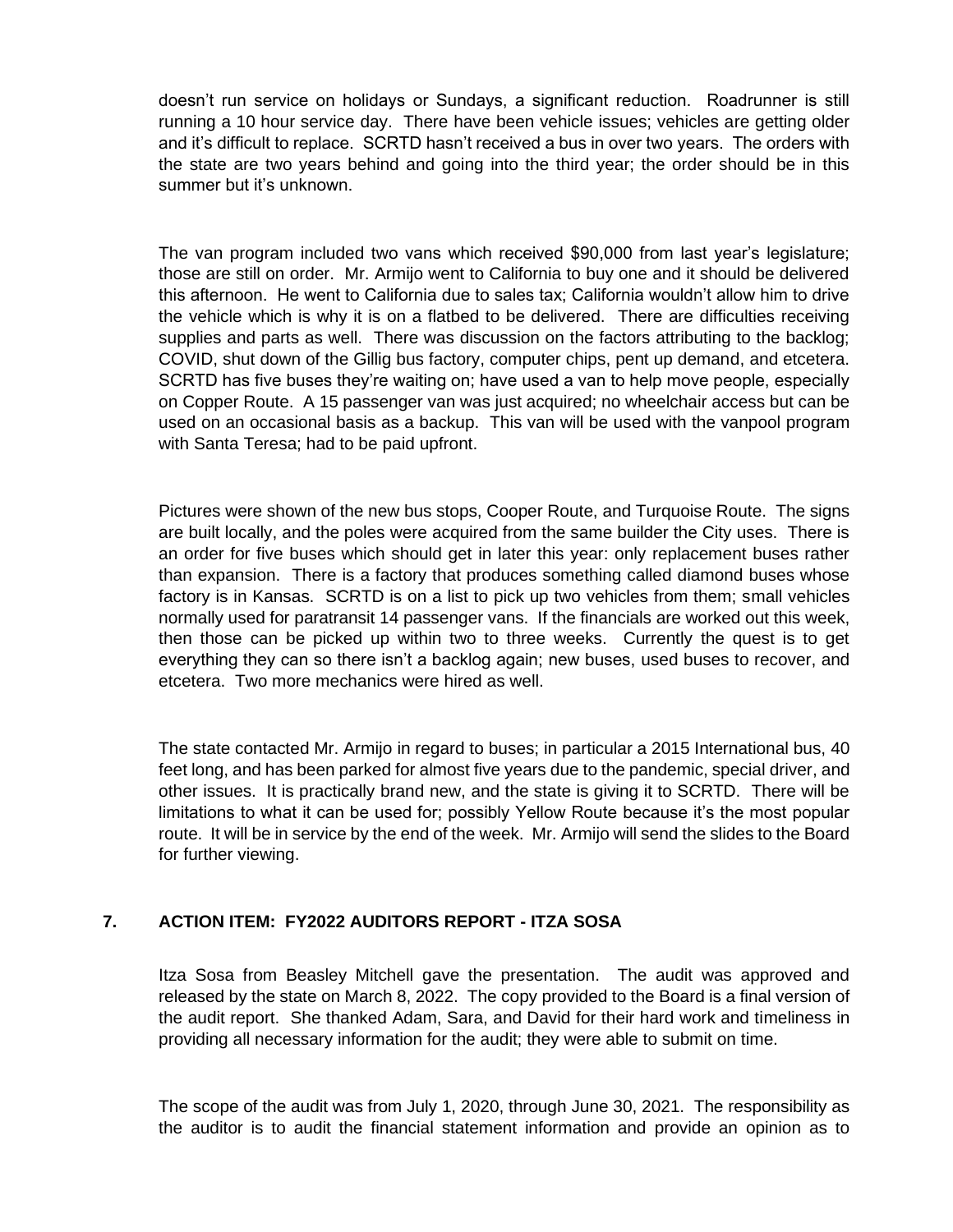doesn't run service on holidays or Sundays, a significant reduction. Roadrunner is still running a 10 hour service day. There have been vehicle issues; vehicles are getting older and it's difficult to replace. SCRTD hasn't received a bus in over two years. The orders with the state are two years behind and going into the third year; the order should be in this summer but it's unknown.

The van program included two vans which received $90,000 from last year's legislature; those are still on order. Mr. Armijo went to California to buy one and it should be delivered this afternoon. He went to California due to sales tax; California wouldn't allow him to drive the vehicle which is why it is on a flatbed to be delivered. There are difficulties receiving supplies and parts as well. There was discussion on the factors attributing to the backlog; COVID, shut down of the Gillig bus factory, computer chips, pent up demand, and etcetera. SCRTD has five buses they're waiting on; have used a van to help move people, especially on Copper Route. A 15 passenger van was just acquired; no wheelchair access but can be used on an occasional basis as a backup. This van will be used with the vanpool program with Santa Teresa; had to be paid upfront.

Pictures were shown of the new bus stops, Cooper Route, and Turquoise Route. The signs are built locally, and the poles were acquired from the same builder the City uses. There is an order for five buses which should get in later this year: only replacement buses rather than expansion. There is a factory that produces something called diamond buses whose factory is in Kansas. SCRTD is on a list to pick up two vehicles from them; small vehicles normally used for paratransit 14 passenger vans. If the financials are worked out this week, then those can be picked up within two to three weeks. Currently the quest is to get everything they can so there isn't a backlog again; new buses, used buses to recover, and etcetera. Two more mechanics were hired as well.

The state contacted Mr. Armijo in regard to buses; in particular a 2015 International bus, 40 feet long, and has been parked for almost five years due to the pandemic, special driver, and other issues. It is practically brand new, and the state is giving it to SCRTD. There will be limitations to what it can be used for; possibly Yellow Route because it's the most popular route. It will be in service by the end of the week. Mr. Armijo will send the slides to the Board for further viewing.

## 7. ACTION ITEM: FY2022 AUDITORS REPORT - ITZA SOSA

Itza Sosa from Beasley Mitchell gave the presentation. The audit was approved and released by the state on March 8, 2022. The copy provided to the Board is a final version of the audit report. She thanked Adam, Sara, and David for their hard work and timeliness in providing all necessary information for the audit; they were able to submit on time.

The scope of the audit was from July 1, 2020, through June 30, 2021. The responsibility as the auditor is to audit the financial statement information and provide an opinion as to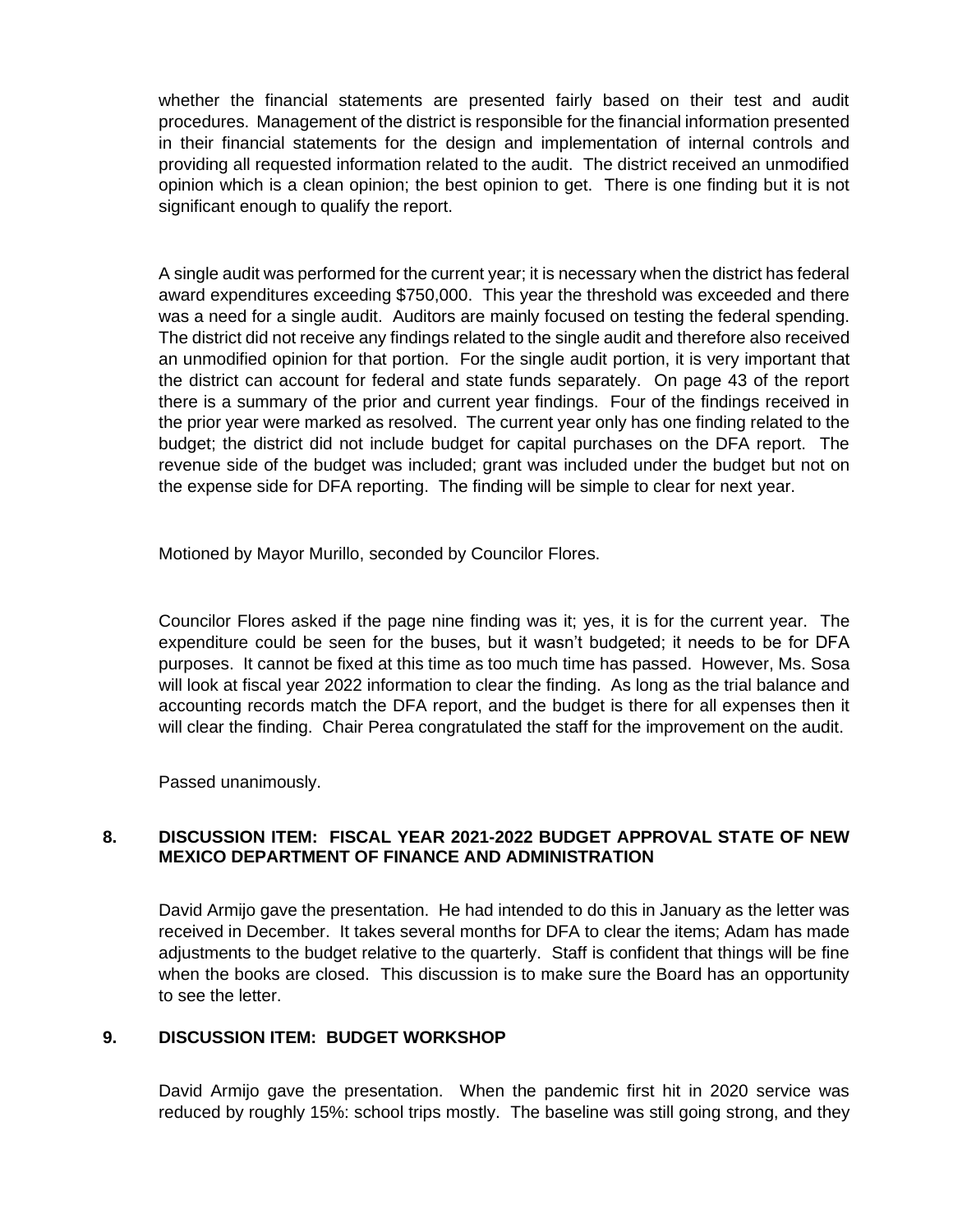whether the financial statements are presented fairly based on their test and audit procedures. Management of the district is responsible for the financial information presented in their financial statements for the design and implementation of internal controls and providing all requested information related to the audit. The district received an unmodified opinion which is a clean opinion; the best opinion to get. There is one finding but it is not significant enough to qualify the report.

A single audit was performed for the current year; it is necessary when the district has federal award expenditures exceeding $750,000. This year the threshold was exceeded and there was a need for a single audit. Auditors are mainly focused on testing the federal spending. The district did not receive any findings related to the single audit and therefore also received an unmodified opinion for that portion. For the single audit portion, it is very important that the district can account for federal and state funds separately. On page 43 of the report there is a summary of the prior and current year findings. Four of the findings received in the prior year were marked as resolved. The current year only has one finding related to the budget; the district did not include budget for capital purchases on the DFA report. The revenue side of the budget was included; grant was included under the budget but not on the expense side for DFA reporting. The finding will be simple to clear for next year.

Motioned by Mayor Murillo, seconded by Councilor Flores.

Councilor Flores asked if the page nine finding was it; yes, it is for the current year. The expenditure could be seen for the buses, but it wasn't budgeted; it needs to be for DFA purposes. It cannot be fixed at this time as too much time has passed. However, Ms. Sosa will look at fiscal year 2022 information to clear the finding. As long as the trial balance and accounting records match the DFA report, and the budget is there for all expenses then it will clear the finding. Chair Perea congratulated the staff for the improvement on the audit.

Passed unanimously.

## 8. DISCUSSION ITEM: FISCAL YEAR 2021-2022 BUDGET APPROVAL STATE OF NEW MEXICO DEPARTMENT OF FINANCE AND ADMINISTRATION

David Armijo gave the presentation. He had intended to do this in January as the letter was received in December. It takes several months for DFA to clear the items; Adam has made adjustments to the budget relative to the quarterly. Staff is confident that things will be fine when the books are closed. This discussion is to make sure the Board has an opportunity to see the letter.

## 9. DISCUSSION ITEM: BUDGET WORKSHOP

David Armijo gave the presentation. When the pandemic first hit in 2020 service was reduced by roughly 15%: school trips mostly. The baseline was still going strong, and they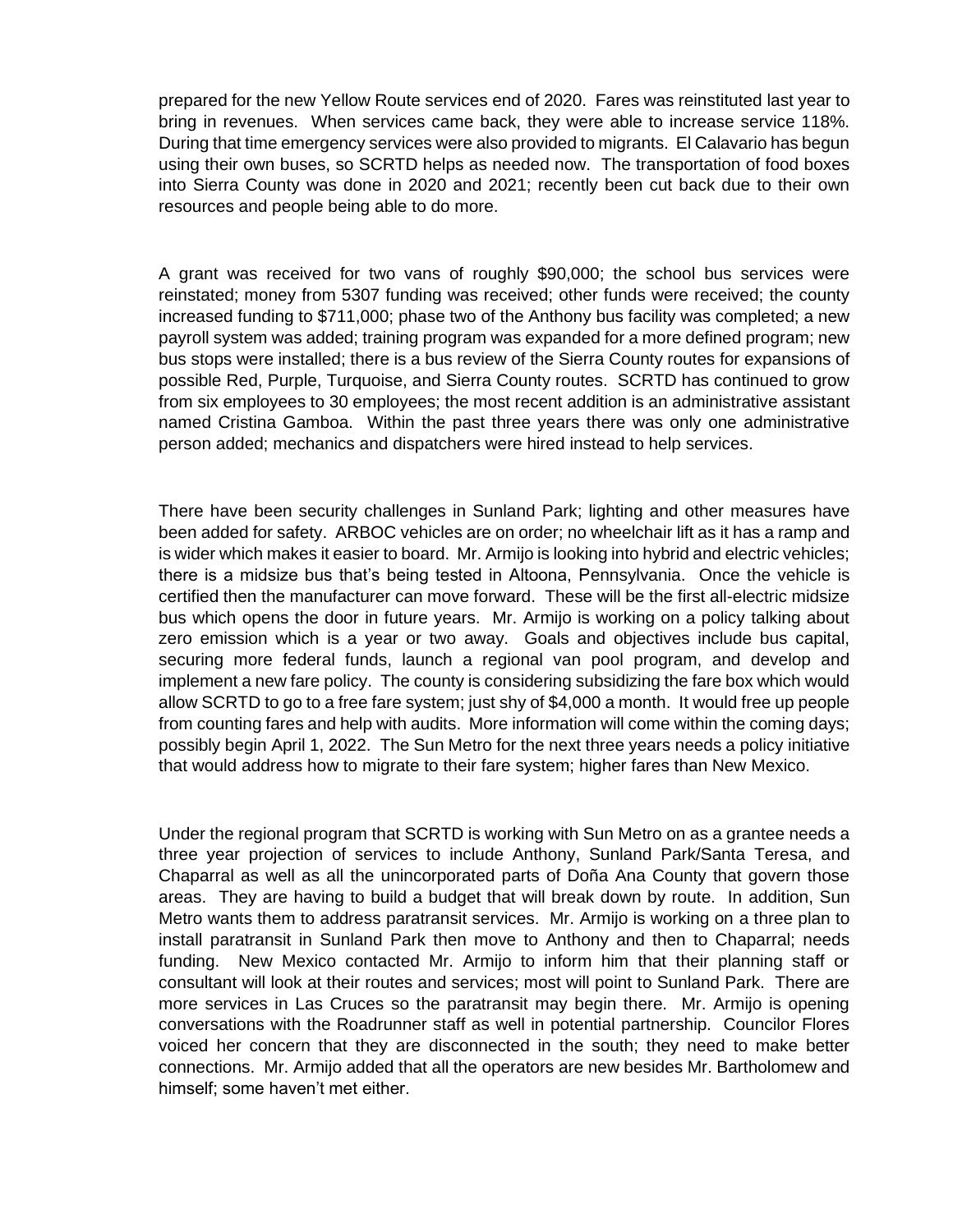prepared for the new Yellow Route services end of 2020. Fares was reinstituted last year to bring in revenues. When services came back, they were able to increase service 118%. During that time emergency services were also provided to migrants. El Calavario has begun using their own buses, so SCRTD helps as needed now. The transportation of food boxes into Sierra County was done in 2020 and 2021; recently been cut back due to their own resources and people being able to do more.

A grant was received for two vans of roughly $90,000; the school bus services were reinstated; money from 5307 funding was received; other funds were received; the county increased funding to $711,000; phase two of the Anthony bus facility was completed; a new payroll system was added; training program was expanded for a more defined program; new bus stops were installed; there is a bus review of the Sierra County routes for expansions of possible Red, Purple, Turquoise, and Sierra County routes. SCRTD has continued to grow from six employees to 30 employees; the most recent addition is an administrative assistant named Cristina Gamboa. Within the past three years there was only one administrative person added; mechanics and dispatchers were hired instead to help services.

There have been security challenges in Sunland Park; lighting and other measures have been added for safety. ARBOC vehicles are on order; no wheelchair lift as it has a ramp and is wider which makes it easier to board. Mr. Armijo is looking into hybrid and electric vehicles; there is a midsize bus that's being tested in Altoona, Pennsylvania. Once the vehicle is certified then the manufacturer can move forward. These will be the first all-electric midsize bus which opens the door in future years. Mr. Armijo is working on a policy talking about zero emission which is a year or two away. Goals and objectives include bus capital, securing more federal funds, launch a regional van pool program, and develop and implement a new fare policy. The county is considering subsidizing the fare box which would allow SCRTD to go to a free fare system; just shy of $4,000 a month. It would free up people from counting fares and help with audits. More information will come within the coming days; possibly begin April 1, 2022. The Sun Metro for the next three years needs a policy initiative that would address how to migrate to their fare system; higher fares than New Mexico.

Under the regional program that SCRTD is working with Sun Metro on as a grantee needs a three year projection of services to include Anthony, Sunland Park/Santa Teresa, and Chaparral as well as all the unincorporated parts of Doña Ana County that govern those areas. They are having to build a budget that will break down by route. In addition, Sun Metro wants them to address paratransit services. Mr. Armijo is working on a three plan to install paratransit in Sunland Park then move to Anthony and then to Chaparral; needs funding. New Mexico contacted Mr. Armijo to inform him that their planning staff or consultant will look at their routes and services; most will point to Sunland Park. There are more services in Las Cruces so the paratransit may begin there. Mr. Armijo is opening conversations with the Roadrunner staff as well in potential partnership. Councilor Flores voiced her concern that they are disconnected in the south; they need to make better connections. Mr. Armijo added that all the operators are new besides Mr. Bartholomew and himself; some haven't met either.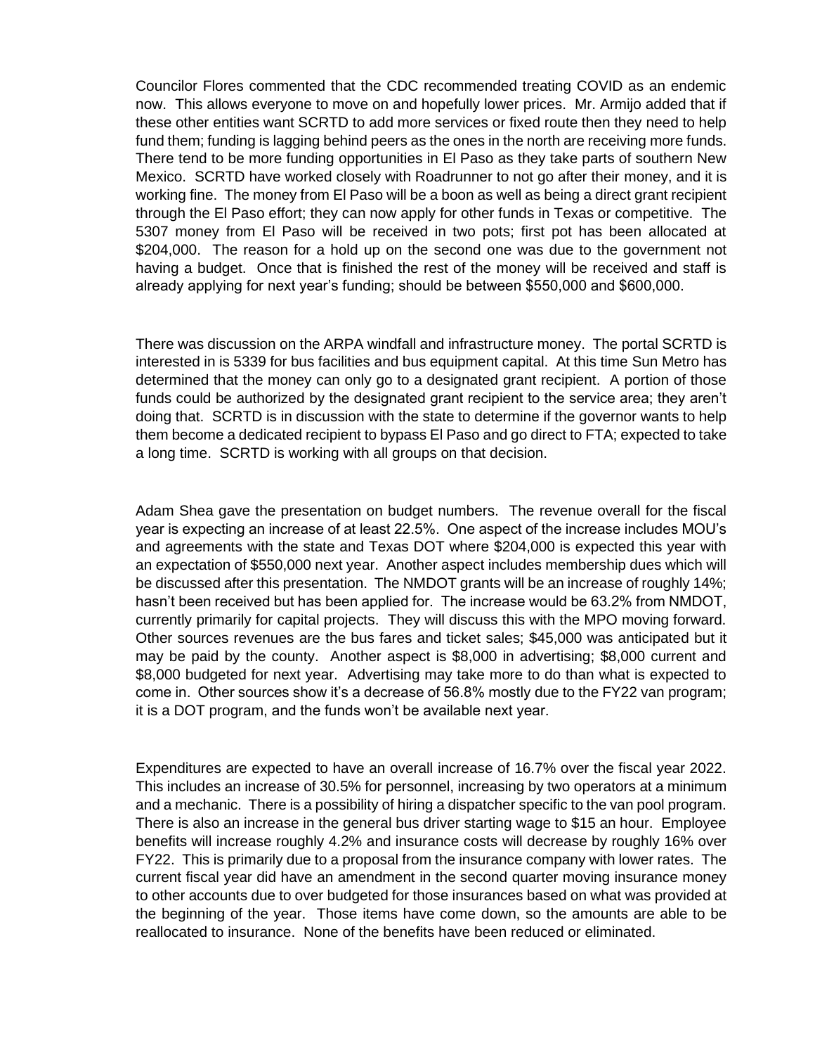Councilor Flores commented that the CDC recommended treating COVID as an endemic now. This allows everyone to move on and hopefully lower prices. Mr. Armijo added that if these other entities want SCRTD to add more services or fixed route then they need to help fund them; funding is lagging behind peers as the ones in the north are receiving more funds. There tend to be more funding opportunities in El Paso as they take parts of southern New Mexico. SCRTD have worked closely with Roadrunner to not go after their money, and it is working fine. The money from El Paso will be a boon as well as being a direct grant recipient through the El Paso effort; they can now apply for other funds in Texas or competitive. The 5307 money from El Paso will be received in two pots; first pot has been allocated at \$204,000. The reason for a hold up on the second one was due to the government not having a budget. Once that is finished the rest of the money will be received and staff is already applying for next year's funding; should be between \$550,000 and \$600,000.

There was discussion on the ARPA windfall and infrastructure money. The portal SCRTD is interested in is 5339 for bus facilities and bus equipment capital. At this time Sun Metro has determined that the money can only go to a designated grant recipient. A portion of those funds could be authorized by the designated grant recipient to the service area; they aren't doing that. SCRTD is in discussion with the state to determine if the governor wants to help them become a dedicated recipient to bypass El Paso and go direct to FTA; expected to take a long time. SCRTD is working with all groups on that decision.

Adam Shea gave the presentation on budget numbers. The revenue overall for the fiscal year is expecting an increase of at least 22.5%. One aspect of the increase includes MOU's and agreements with the state and Texas DOT where \$204,000 is expected this year with an expectation of \$550,000 next year. Another aspect includes membership dues which will be discussed after this presentation. The NMDOT grants will be an increase of roughly 14%; hasn't been received but has been applied for. The increase would be 63.2% from NMDOT, currently primarily for capital projects. They will discuss this with the MPO moving forward. Other sources revenues are the bus fares and ticket sales; \$45,000 was anticipated but it may be paid by the county. Another aspect is \$8,000 in advertising; \$8,000 current and \$8,000 budgeted for next year. Advertising may take more to do than what is expected to come in. Other sources show it's a decrease of 56.8% mostly due to the FY22 van program; it is a DOT program, and the funds won't be available next year.

Expenditures are expected to have an overall increase of 16.7% over the fiscal year 2022. This includes an increase of 30.5% for personnel, increasing by two operators at a minimum and a mechanic. There is a possibility of hiring a dispatcher specific to the van pool program. There is also an increase in the general bus driver starting wage to \$15 an hour. Employee benefits will increase roughly 4.2% and insurance costs will decrease by roughly 16% over FY22. This is primarily due to a proposal from the insurance company with lower rates. The current fiscal year did have an amendment in the second quarter moving insurance money to other accounts due to over budgeted for those insurances based on what was provided at the beginning of the year. Those items have come down, so the amounts are able to be reallocated to insurance. None of the benefits have been reduced or eliminated.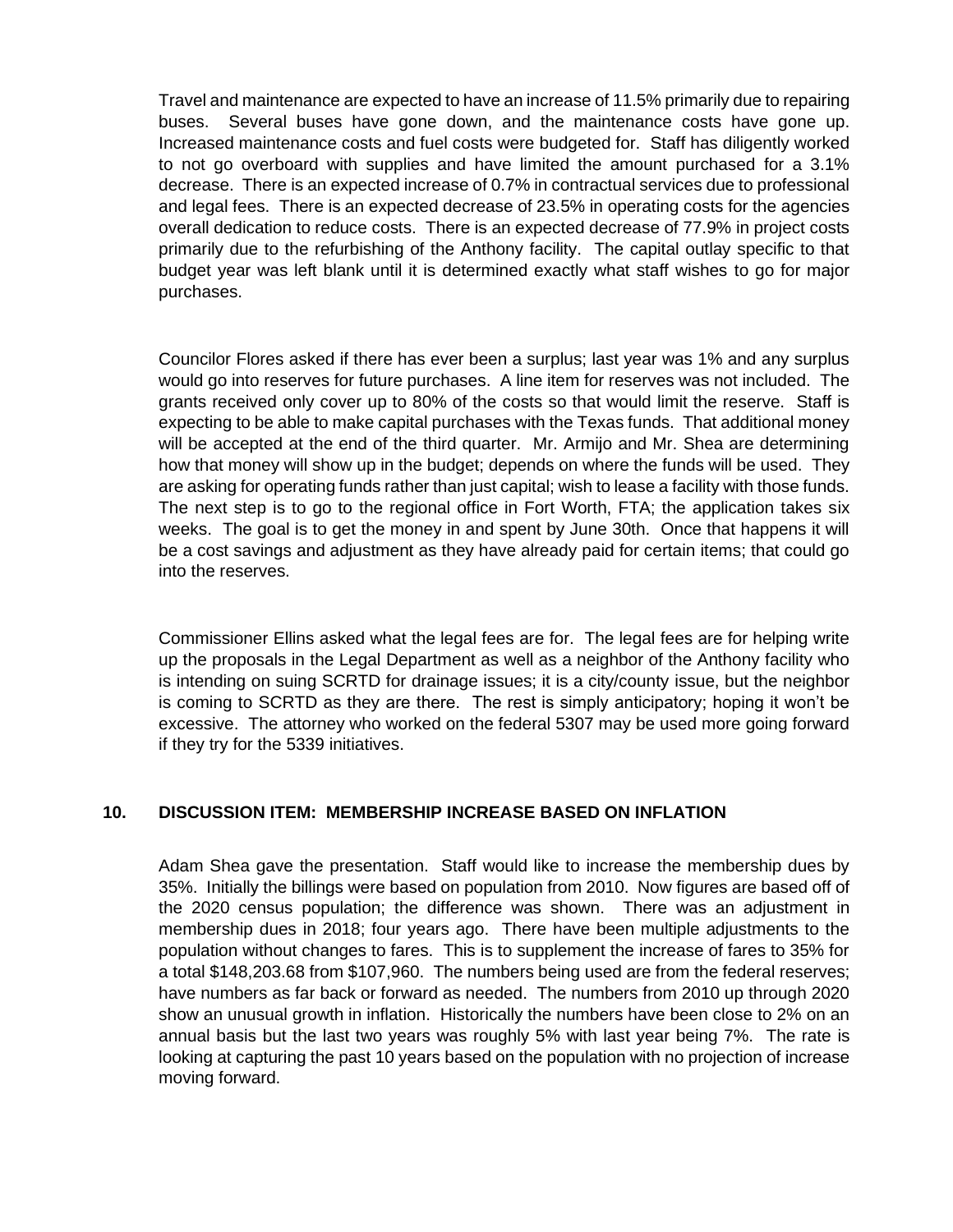Travel and maintenance are expected to have an increase of 11.5% primarily due to repairing buses. Several buses have gone down, and the maintenance costs have gone up. Increased maintenance costs and fuel costs were budgeted for. Staff has diligently worked to not go overboard with supplies and have limited the amount purchased for a 3.1% decrease. There is an expected increase of 0.7% in contractual services due to professional and legal fees. There is an expected decrease of 23.5% in operating costs for the agencies overall dedication to reduce costs. There is an expected decrease of 77.9% in project costs primarily due to the refurbishing of the Anthony facility. The capital outlay specific to that budget year was left blank until it is determined exactly what staff wishes to go for major purchases.

Councilor Flores asked if there has ever been a surplus; last year was 1% and any surplus would go into reserves for future purchases. A line item for reserves was not included. The grants received only cover up to 80% of the costs so that would limit the reserve. Staff is expecting to be able to make capital purchases with the Texas funds. That additional money will be accepted at the end of the third quarter. Mr. Armijo and Mr. Shea are determining how that money will show up in the budget; depends on where the funds will be used. They are asking for operating funds rather than just capital; wish to lease a facility with those funds. The next step is to go to the regional office in Fort Worth, FTA; the application takes six weeks. The goal is to get the money in and spent by June 30th. Once that happens it will be a cost savings and adjustment as they have already paid for certain items; that could go into the reserves.

Commissioner Ellins asked what the legal fees are for. The legal fees are for helping write up the proposals in the Legal Department as well as a neighbor of the Anthony facility who is intending on suing SCRTD for drainage issues; it is a city/county issue, but the neighbor is coming to SCRTD as they are there. The rest is simply anticipatory; hoping it won't be excessive. The attorney who worked on the federal 5307 may be used more going forward if they try for the 5339 initiatives.

## 10. DISCUSSION ITEM: MEMBERSHIP INCREASE BASED ON INFLATION

Adam Shea gave the presentation. Staff would like to increase the membership dues by 35%. Initially the billings were based on population from 2010. Now figures are based off of the 2020 census population; the difference was shown. There was an adjustment in membership dues in 2018; four years ago. There have been multiple adjustments to the population without changes to fares. This is to supplement the increase of fares to 35% for a total $148,203.68 from $107,960. The numbers being used are from the federal reserves; have numbers as far back or forward as needed. The numbers from 2010 up through 2020 show an unusual growth in inflation. Historically the numbers have been close to 2% on an annual basis but the last two years was roughly 5% with last year being 7%. The rate is looking at capturing the past 10 years based on the population with no projection of increase moving forward.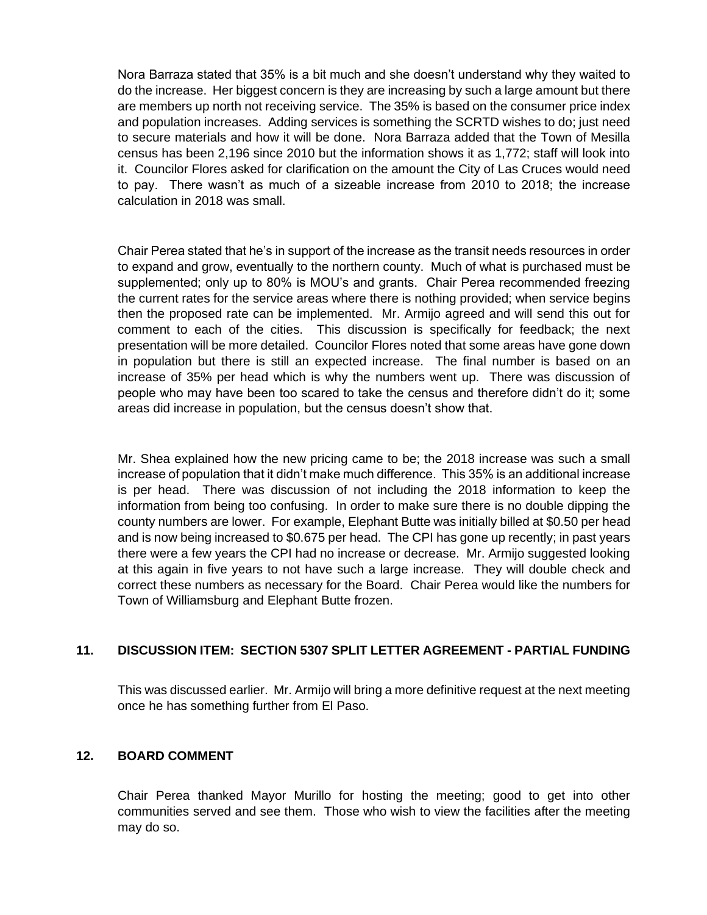Nora Barraza stated that 35% is a bit much and she doesn't understand why they waited to do the increase. Her biggest concern is they are increasing by such a large amount but there are members up north not receiving service. The 35% is based on the consumer price index and population increases. Adding services is something the SCRTD wishes to do; just need to secure materials and how it will be done. Nora Barraza added that the Town of Mesilla census has been 2,196 since 2010 but the information shows it as 1,772; staff will look into it. Councilor Flores asked for clarification on the amount the City of Las Cruces would need to pay. There wasn't as much of a sizeable increase from 2010 to 2018; the increase calculation in 2018 was small.

Chair Perea stated that he's in support of the increase as the transit needs resources in order to expand and grow, eventually to the northern county. Much of what is purchased must be supplemented; only up to 80% is MOU's and grants. Chair Perea recommended freezing the current rates for the service areas where there is nothing provided; when service begins then the proposed rate can be implemented. Mr. Armijo agreed and will send this out for comment to each of the cities. This discussion is specifically for feedback; the next presentation will be more detailed. Councilor Flores noted that some areas have gone down in population but there is still an expected increase. The final number is based on an increase of 35% per head which is why the numbers went up. There was discussion of people who may have been too scared to take the census and therefore didn't do it; some areas did increase in population, but the census doesn't show that.

Mr. Shea explained how the new pricing came to be; the 2018 increase was such a small increase of population that it didn't make much difference. This 35% is an additional increase is per head. There was discussion of not including the 2018 information to keep the information from being too confusing. In order to make sure there is no double dipping the county numbers are lower. For example, Elephant Butte was initially billed at $0.50 per head and is now being increased to $0.675 per head. The CPI has gone up recently; in past years there were a few years the CPI had no increase or decrease. Mr. Armijo suggested looking at this again in five years to not have such a large increase. They will double check and correct these numbers as necessary for the Board. Chair Perea would like the numbers for Town of Williamsburg and Elephant Butte frozen.

## 11. DISCUSSION ITEM: SECTION 5307 SPLIT LETTER AGREEMENT - PARTIAL FUNDING

This was discussed earlier. Mr. Armijo will bring a more definitive request at the next meeting once he has something further from El Paso.

## 12. BOARD COMMENT

Chair Perea thanked Mayor Murillo for hosting the meeting; good to get into other communities served and see them. Those who wish to view the facilities after the meeting may do so.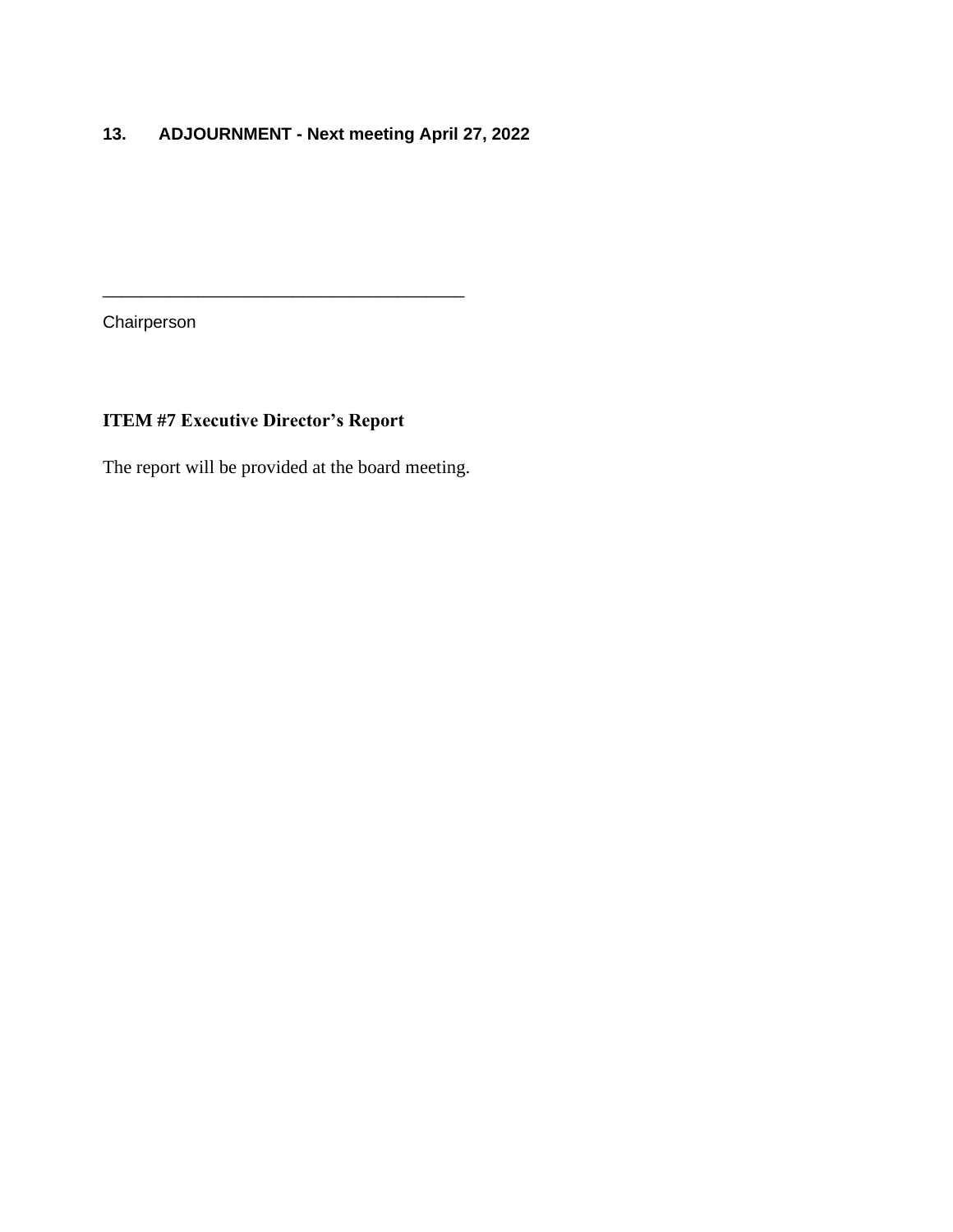**13. ADJOURNMENT - Next meeting April 27, 2022**

\_\_\_\_\_\_\_\_\_\_\_\_\_\_\_\_\_\_\_\_\_\_\_\_\_\_\_\_\_\_\_\_\_\_\_\_\_\_

Chairperson

**ITEM #7 Executive Director's Report**

The report will be provided at the board meeting.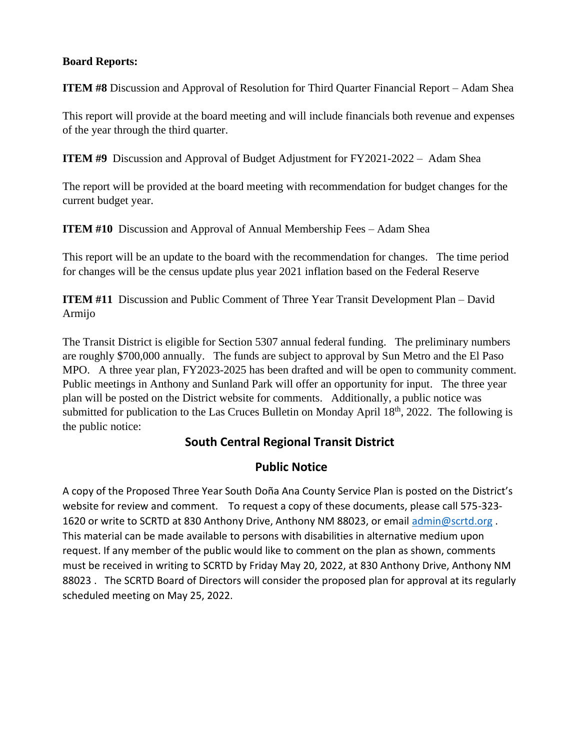**Board Reports:**

**ITEM #8** Discussion and Approval of Resolution for Third Quarter Financial Report – Adam Shea

This report will provide at the board meeting and will include financials both revenue and expenses of the year through the third quarter.

**ITEM #9** Discussion and Approval of Budget Adjustment for FY2021-2022 – Adam Shea

The report will be provided at the board meeting with recommendation for budget changes for the current budget year.

**ITEM #10** Discussion and Approval of Annual Membership Fees – Adam Shea

This report will be an update to the board with the recommendation for changes. The time period for changes will be the census update plus year 2021 inflation based on the Federal Reserve

**ITEM #11** Discussion and Public Comment of Three Year Transit Development Plan – David Armijo

The Transit District is eligible for Section 5307 annual federal funding. The preliminary numbers are roughly $700,000 annually. The funds are subject to approval by Sun Metro and the El Paso MPO. A three year plan, FY2023-2025 has been drafted and will be open to community comment. Public meetings in Anthony and Sunland Park will offer an opportunity for input. The three year plan will be posted on the District website for comments. Additionally, a public notice was submitted for publication to the Las Cruces Bulletin on Monday April 18th, 2022. The following is the public notice:

## South Central Regional Transit District

## Public Notice

A copy of the Proposed Three Year South Doña Ana County Service Plan is posted on the District's website for review and comment. To request a copy of these documents, please call 575-323-1620 or write to SCRTD at 830 Anthony Drive, Anthony NM 88023, or email admin@scrtd.org . This material can be made available to persons with disabilities in alternative medium upon request. If any member of the public would like to comment on the plan as shown, comments must be received in writing to SCRTD by Friday May 20, 2022, at 830 Anthony Drive, Anthony NM 88023 . The SCRTD Board of Directors will consider the proposed plan for approval at its regularly scheduled meeting on May 25, 2022.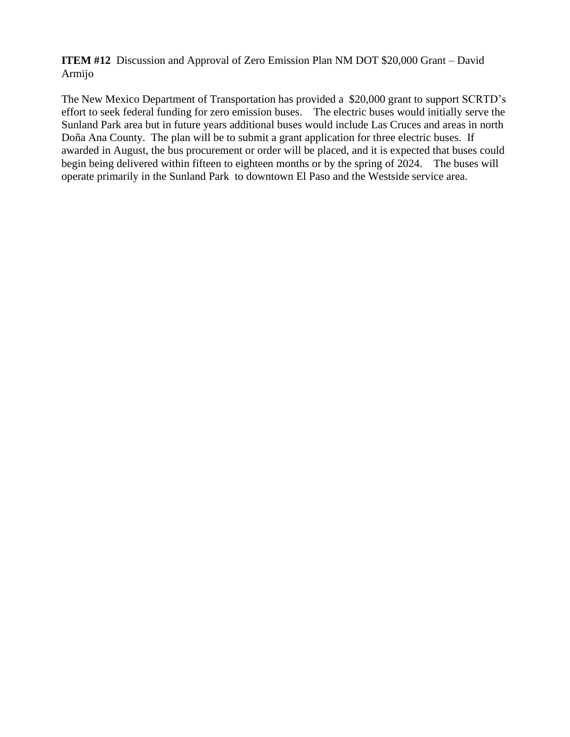**ITEM #12** Discussion and Approval of Zero Emission Plan NM DOT $20,000 Grant – David Armijo

The New Mexico Department of Transportation has provided a $20,000 grant to support SCRTD's effort to seek federal funding for zero emission buses. The electric buses would initially serve the Sunland Park area but in future years additional buses would include Las Cruces and areas in north Doña Ana County. The plan will be to submit a grant application for three electric buses. If awarded in August, the bus procurement or order will be placed, and it is expected that buses could begin being delivered within fifteen to eighteen months or by the spring of 2024. The buses will operate primarily in the Sunland Park to downtown El Paso and the Westside service area.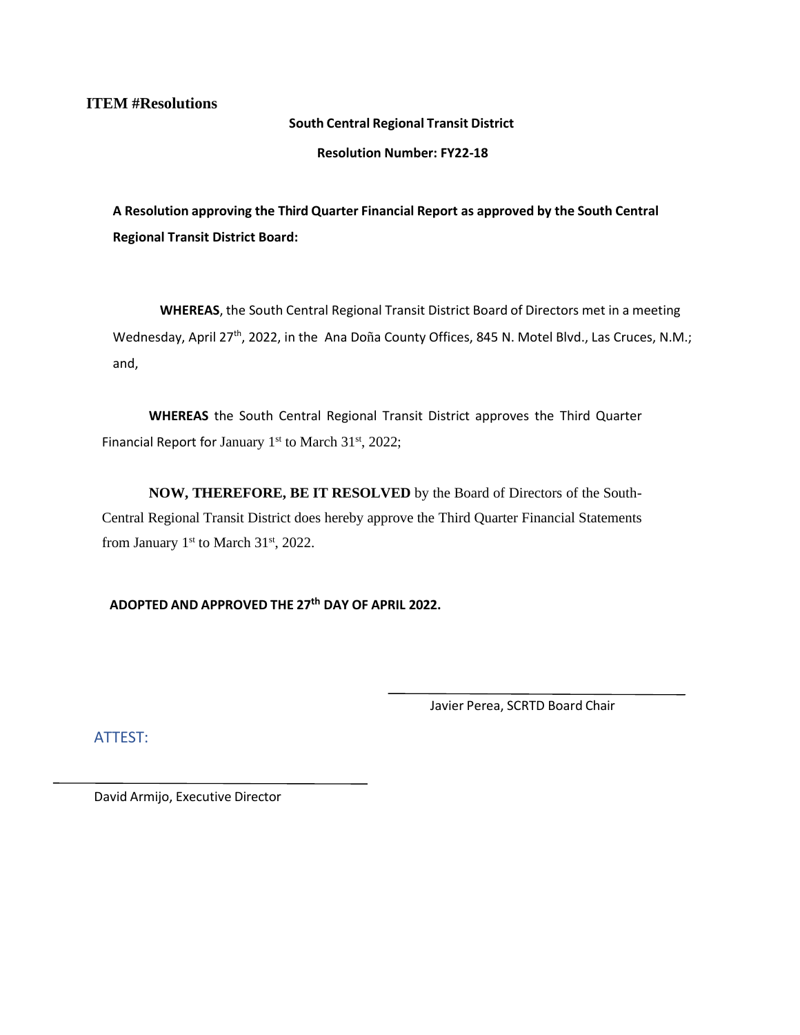**ITEM #Resolutions**

**South Central Regional Transit District**

**Resolution Number: FY22-18**

**A Resolution approving the Third Quarter Financial Report as approved by the South Central Regional Transit District Board:**

**WHEREAS**, the South Central Regional Transit District Board of Directors met in a meeting Wednesday, April 27th, 2022, in the Ana Doña County Offices, 845 N. Motel Blvd., Las Cruces, N.M.; and,

**WHEREAS** the South Central Regional Transit District approves the Third Quarter Financial Report for January 1st to March 31st, 2022;

**NOW, THEREFORE, BE IT RESOLVED** by the Board of Directors of the South-Central Regional Transit District does hereby approve the Third Quarter Financial Statements from January 1st to March 31st, 2022.

**ADOPTED AND APPROVED THE 27th DAY OF APRIL 2022.**

\_\_\_\_\_\_\_\_\_\_\_\_\_\_\_\_\_\_\_\_\_\_\_\_\_\_\_\_\_\_\_\_

Javier Perea, SCRTD Board Chair

ATTEST:

\_\_\_\_\_\_\_\_\_\_\_\_\_\_\_\_\_\_\_\_\_\_\_\_\_\_\_\_\_\_\_\_

David Armijo, Executive Director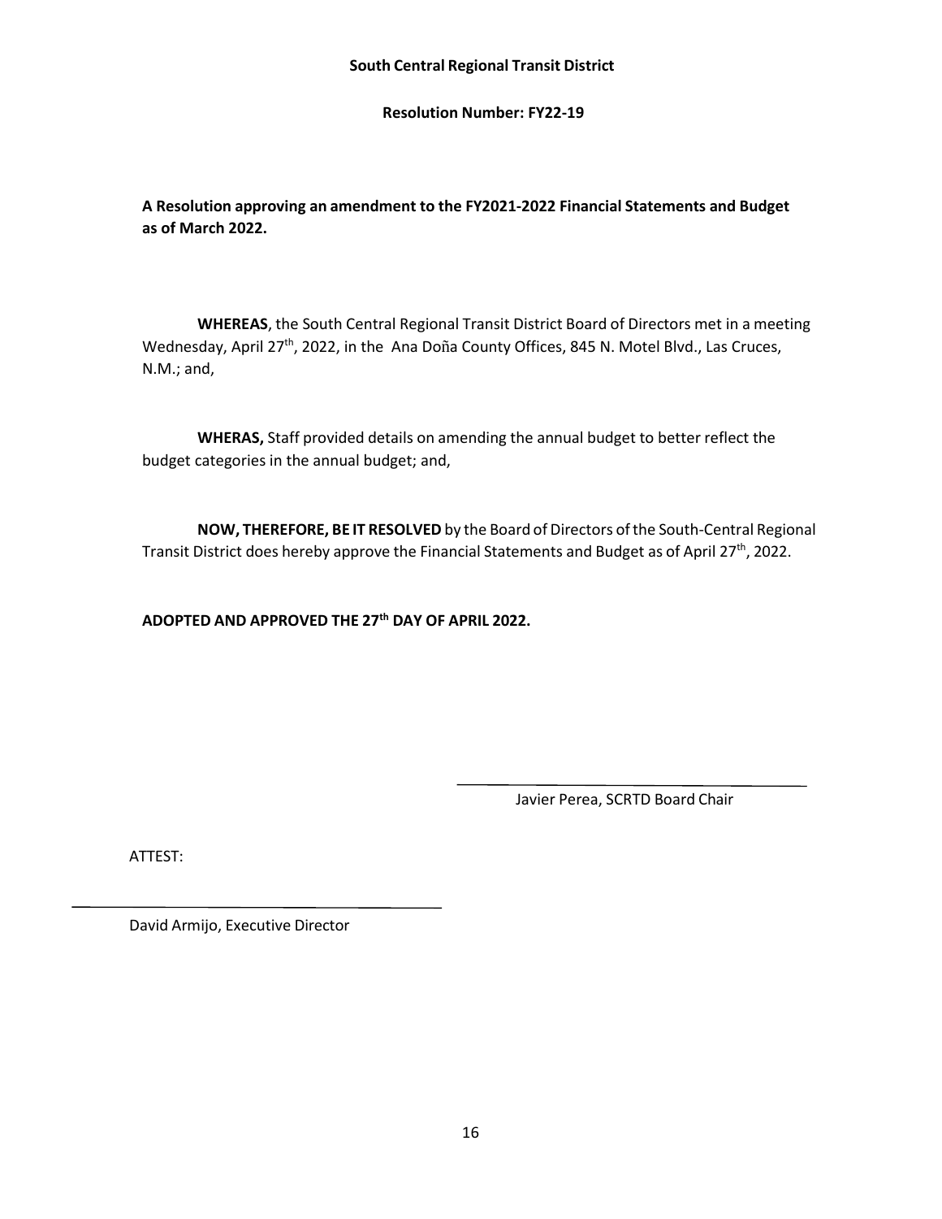**South Central Regional Transit District**

**Resolution Number: FY22-19**

**A Resolution approving an amendment to the FY2021-2022 Financial Statements and Budget as of March 2022.**

**WHEREAS**, the South Central Regional Transit District Board of Directors met in a meeting Wednesday, April 27th, 2022, in the Ana Doña County Offices, 845 N. Motel Blvd., Las Cruces, N.M.; and,

**WHERAS,** Staff provided details on amending the annual budget to better reflect the budget categories in the annual budget; and,

**NOW, THEREFORE, BE IT RESOLVED** by the Board of Directors of the South-Central Regional Transit District does hereby approve the Financial Statements and Budget as of April 27th, 2022.

**ADOPTED AND APPROVED THE 27th DAY OF APRIL 2022.**

\_\_\_\_\_\_\_\_\_\_\_\_\_\_\_\_\_\_\_\_\_\_\_\_\_\_\_\_\_\_\_\_\_\_\_\_\_\_\_\_

Javier Perea, SCRTD Board Chair

ATTEST:

\_\_\_\_\_\_\_\_\_\_\_\_\_\_\_\_\_\_\_\_\_\_\_\_\_\_\_\_\_\_\_\_\_\_\_\_\_\_\_\_

David Armijo, Executive Director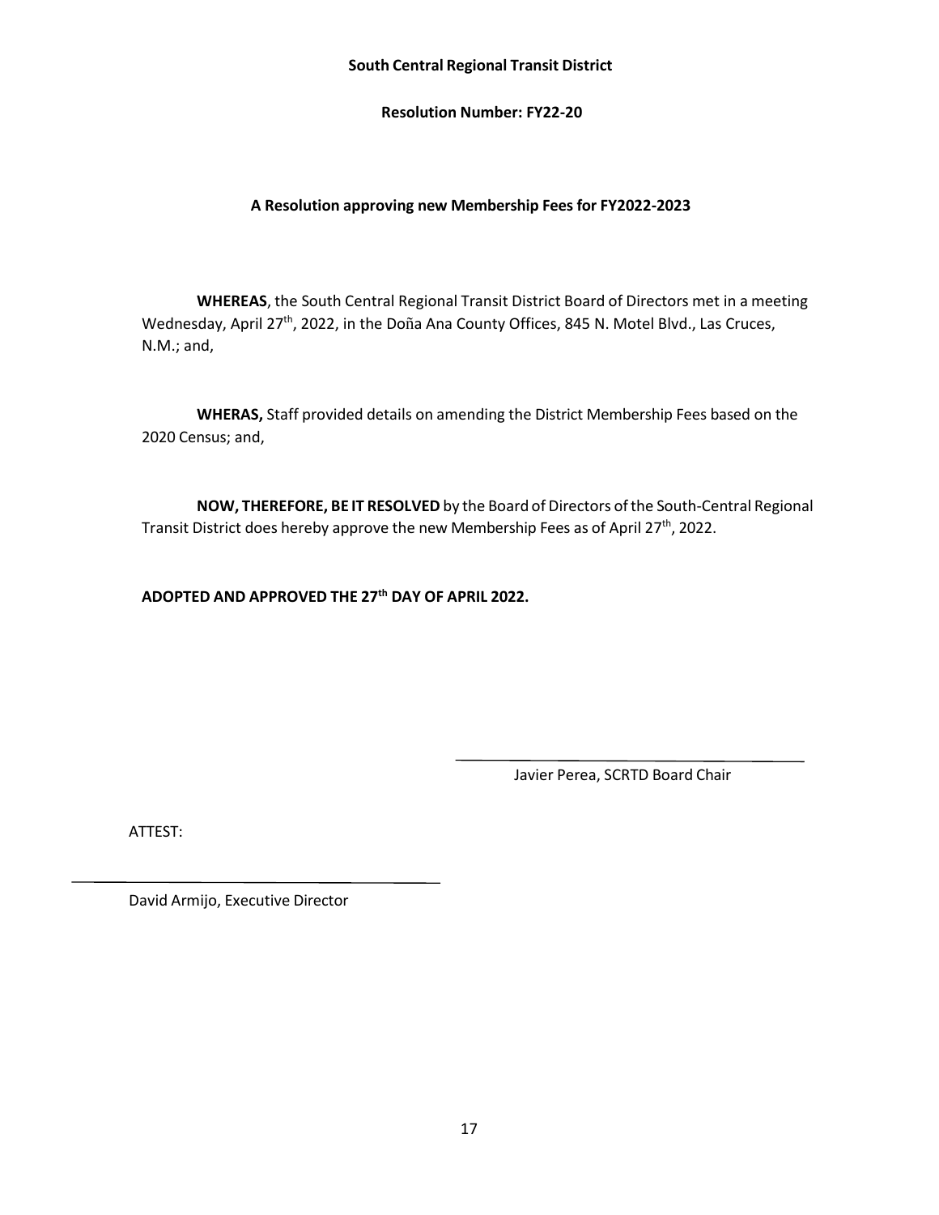**South Central Regional Transit District**

**Resolution Number: FY22-20**

**A Resolution approving new Membership Fees for FY2022-2023**

**WHEREAS**, the South Central Regional Transit District Board of Directors met in a meeting Wednesday, April 27th, 2022, in the Doña Ana County Offices, 845 N. Motel Blvd., Las Cruces, N.M.; and,

**WHERAS,** Staff provided details on amending the District Membership Fees based on the 2020 Census; and,

**NOW, THEREFORE, BE IT RESOLVED** by the Board of Directors of the South-Central Regional Transit District does hereby approve the new Membership Fees as of April 27th, 2022.

**ADOPTED AND APPROVED THE 27th DAY OF APRIL 2022.**

\_\_\_\_\_\_\_\_\_\_\_\_\_\_\_\_\_\_\_\_\_\_\_\_\_\_\_\_\_\_\_\_\_\_\_\_\_\_\_\_

Javier Perea, SCRTD Board Chair

ATTEST:

\_\_\_\_\_\_\_\_\_\_\_\_\_\_\_\_\_\_\_\_\_\_\_\_\_\_\_\_\_\_\_\_\_\_\_\_\_\_\_\_

David Armijo, Executive Director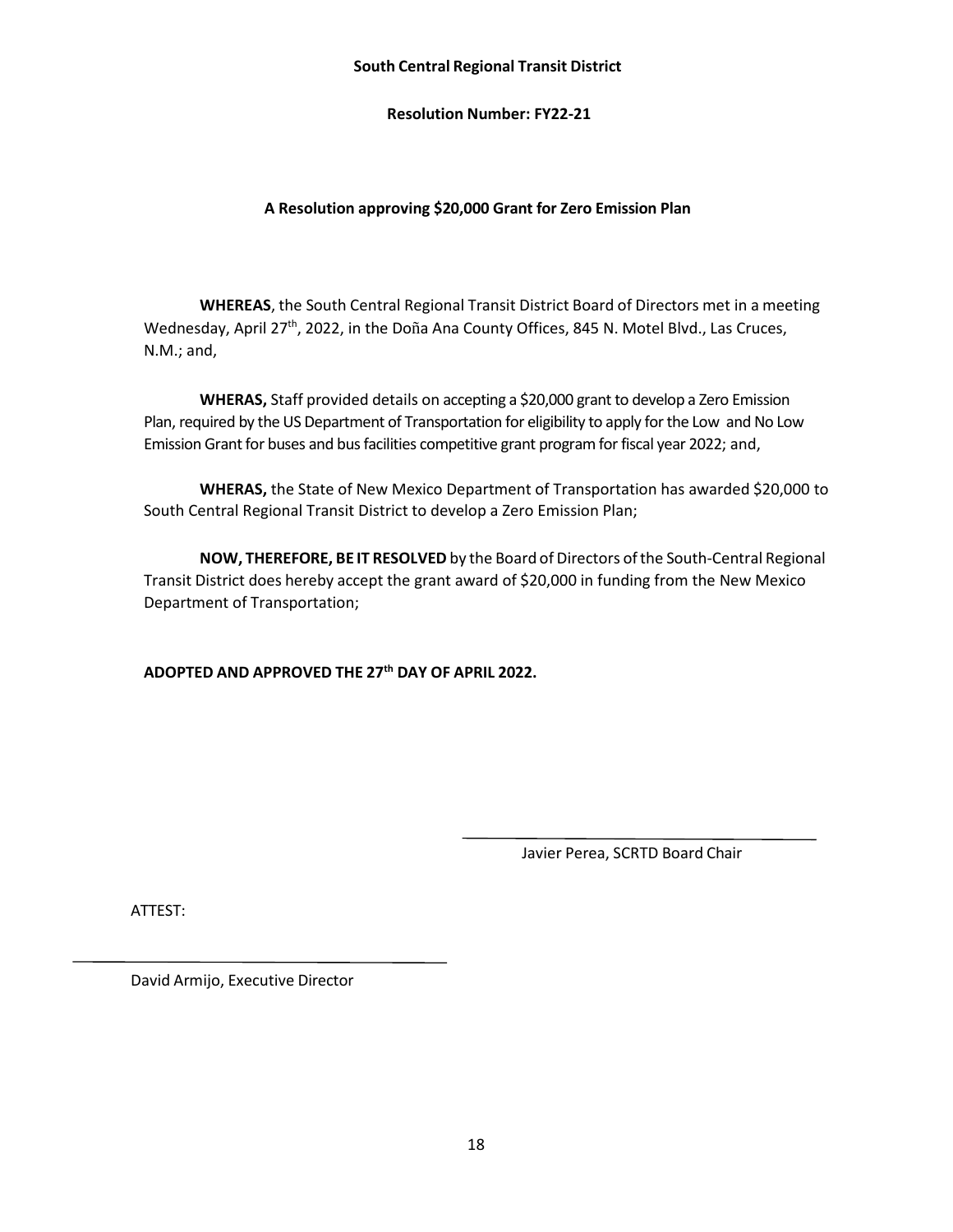**South Central Regional Transit District**

**Resolution Number: FY22-21**

**A Resolution approving $20,000 Grant for Zero Emission Plan**

**WHEREAS**, the South Central Regional Transit District Board of Directors met in a meeting Wednesday, April 27th, 2022, in the Doña Ana County Offices, 845 N. Motel Blvd., Las Cruces, N.M.; and,

**WHERAS,** Staff provided details on accepting a $20,000 grant to develop a Zero Emission Plan, required by the US Department of Transportation for eligibility to apply for the Low and No Low Emission Grant for buses and bus facilities competitive grant program for fiscal year 2022; and,

**WHERAS,** the State of New Mexico Department of Transportation has awarded $20,000 to South Central Regional Transit District to develop a Zero Emission Plan;

**NOW, THEREFORE, BE IT RESOLVED** by the Board of Directors of the South-Central Regional Transit District does hereby accept the grant award of $20,000 in funding from the New Mexico Department of Transportation;

**ADOPTED AND APPROVED THE 27th DAY OF APRIL 2022.**

\_\_\_\_\_\_\_\_\_\_\_\_\_\_\_\_\_\_\_\_\_\_\_\_\_\_\_\_\_\_\_\_\_\_\_\_\_\_\_\_

Javier Perea, SCRTD Board Chair

ATTEST:

\_\_\_\_\_\_\_\_\_\_\_\_\_\_\_\_\_\_\_\_\_\_\_\_\_\_\_\_\_\_\_\_\_\_\_\_\_\_\_\_

David Armijo, Executive Director